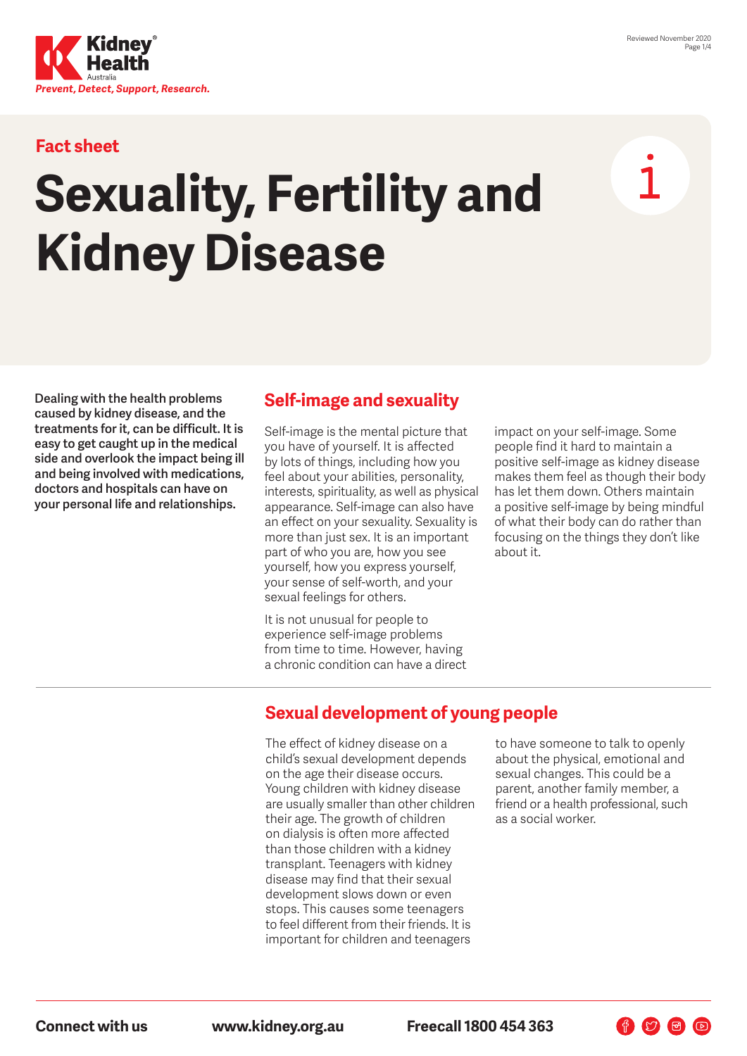Fact sheet

# Sexuality, Fertility and Kidney Disease

**Dealing with the health problems caused by kidney disease, and the treatments for it, can be difficult. It is easy to get caught up in the medical side and overlook the impact being ill and being involved with medications, doctors and hospitals can have on your personal life and relationships.**

## Self-image and sexuality

Self-image is the mental picture that you have of yourself. It is affected by lots of things, including how you feel about your abilities, personality, interests, spirituality, as well as physical appearance. Self-image can also have an effect on your sexuality. Sexuality is more than just sex. It is an important part of who you are, how you see yourself, how you express yourself, your sense of self-worth, and your sexual feelings for others.

It is not unusual for people to experience self-image problems from time to time. However, having a chronic condition can have a direct impact on your self-image. Some people find it hard to maintain a positive self-image as kidney disease makes them feel as though their body has let them down. Others maintain a positive self-image by being mindful of what their body can do rather than focusing on the things they don't like about it.

## Sexual development of young people

The effect of kidney disease on a child's sexual development depends on the age their disease occurs. Young children with kidney disease are usually smaller than other children their age. The growth of children on dialysis is often more affected than those children with a kidney transplant. Teenagers with kidney disease may find that their sexual development slows down or even stops. This causes some teenagers to feel different from their friends. It is important for children and teenagers to have someone to talk to openly about the physical, emotional and sexual changes. This could be a parent, another family member, a friend or a health professional, such as a social worker.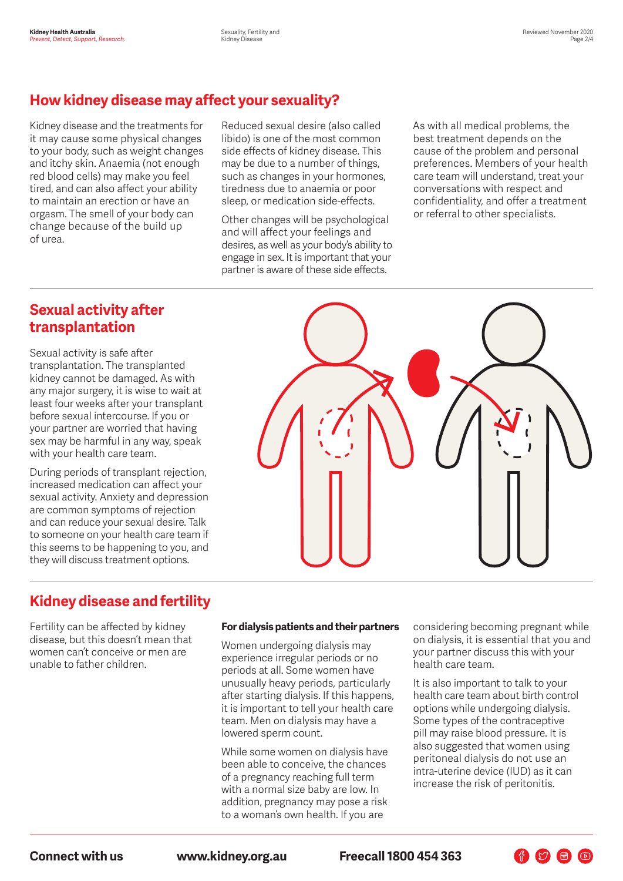## How kidney disease may affect your sexuality?

Kidney disease and the treatments for it may cause some physical changes to your body, such as weight changes and itchy skin. Anaemia (not enough red blood cells) may make you feel tired, and can also affect your ability to maintain an erection or have an orgasm. The smell of your body can change because of the build up of urea.

Reduced sexual desire (also called libido) is one of the most common side effects of kidney disease. This may be due to a number of things, such as changes in your hormones, tiredness due to anaemia or poor sleep, or medication side-effects.

Other changes will be psychological and will affect your feelings and desires, as well as your body's ability to engage in sex. It is important that your partner is aware of these side effects.

As with all medical problems, the best treatment depends on the cause of the problem and personal preferences. Members of your health care team will understand, treat your conversations with respect and confidentiality, and offer a treatment or referral to other specialists.

## Sexual activity after transplantation

Sexual activity is safe after transplantation. The transplanted kidney cannot be damaged. As with any major surgery, it is wise to wait at least four weeks after your transplant before sexual intercourse. If you or your partner are worried that having sex may be harmful in any way, speak with your health care team.

During periods of transplant rejection, increased medication can affect your sexual activity. Anxiety and depression are common symptoms of rejection and can reduce your sexual desire. Talk to someone on your health care team if this seems to be happening to you, and they will discuss treatment options.

## Kidney disease and fertility

Fertility can be affected by kidney disease, but this doesn't mean that women can't conceive or men are unable to father children.

**For dialysis patients and their partners**

Women undergoing dialysis may experience irregular periods or no periods at all. Some women have unusually heavy periods, particularly after starting dialysis. If this happens, it is important to tell your health care team. Men on dialysis may have a lowered sperm count.

While some women on dialysis have been able to conceive, the chances of a pregnancy reaching full term with a normal size baby are low. In addition, pregnancy may pose a risk to a woman's own health. If you are considering becoming pregnant while on dialysis, it is essential that you and your partner discuss this with your health care team.

It is also important to talk to your health care team about birth control options while undergoing dialysis. Some types of the contraceptive pill may raise blood pressure. It is also suggested that women using peritoneal dialysis do not use an intra-uterine device (IUD) as it can increase the risk of peritonitis.

**Connect with us** **www.kidney.org.au** **Freecall 1800 454 363**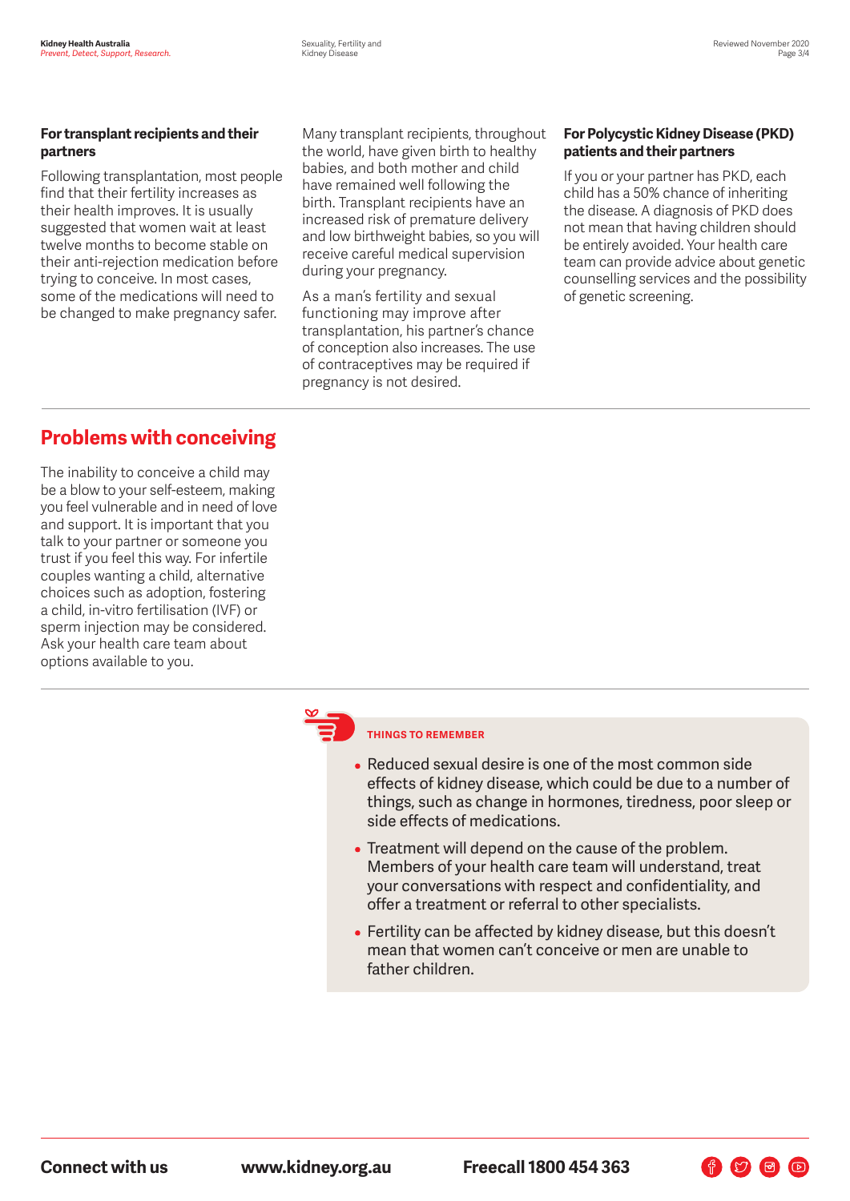### For transplant recipients and their partners

Following transplantation, most people find that their fertility increases as their health improves. It is usually suggested that women wait at least twelve months to become stable on their anti-rejection medication before trying to conceive. In most cases, some of the medications will need to be changed to make pregnancy safer.

Many transplant recipients, throughout the world, have given birth to healthy babies, and both mother and child have remained well following the birth. Transplant recipients have an increased risk of premature delivery and low birthweight babies, so you will receive careful medical supervision during your pregnancy.

As a man's fertility and sexual functioning may improve after transplantation, his partner's chance of conception also increases. The use of contraceptives may be required if pregnancy is not desired.

### For Polycystic Kidney Disease (PKD) patients and their partners

If you or your partner has PKD, each child has a 50% chance of inheriting the disease. A diagnosis of PKD does not mean that having children should be entirely avoided. Your health care team can provide advice about genetic counselling services and the possibility of genetic screening.

## Problems with conceiving

The inability to conceive a child may be a blow to your self-esteem, making you feel vulnerable and in need of love and support. It is important that you talk to your partner or someone you trust if you feel this way. For infertile couples wanting a child, alternative choices such as adoption, fostering a child, in-vitro fertilisation (IVF) or sperm injection may be considered. Ask your health care team about options available to you.

**THINGS TO REMEMBER**

- Reduced sexual desire is one of the most common side effects of kidney disease, which could be due to a number of things, such as change in hormones, tiredness, poor sleep or side effects of medications.
- Treatment will depend on the cause of the problem. Members of your health care team will understand, treat your conversations with respect and confidentiality, and offer a treatment or referral to other specialists.
- Fertility can be affected by kidney disease, but this doesn't mean that women can't conceive or men are unable to father children.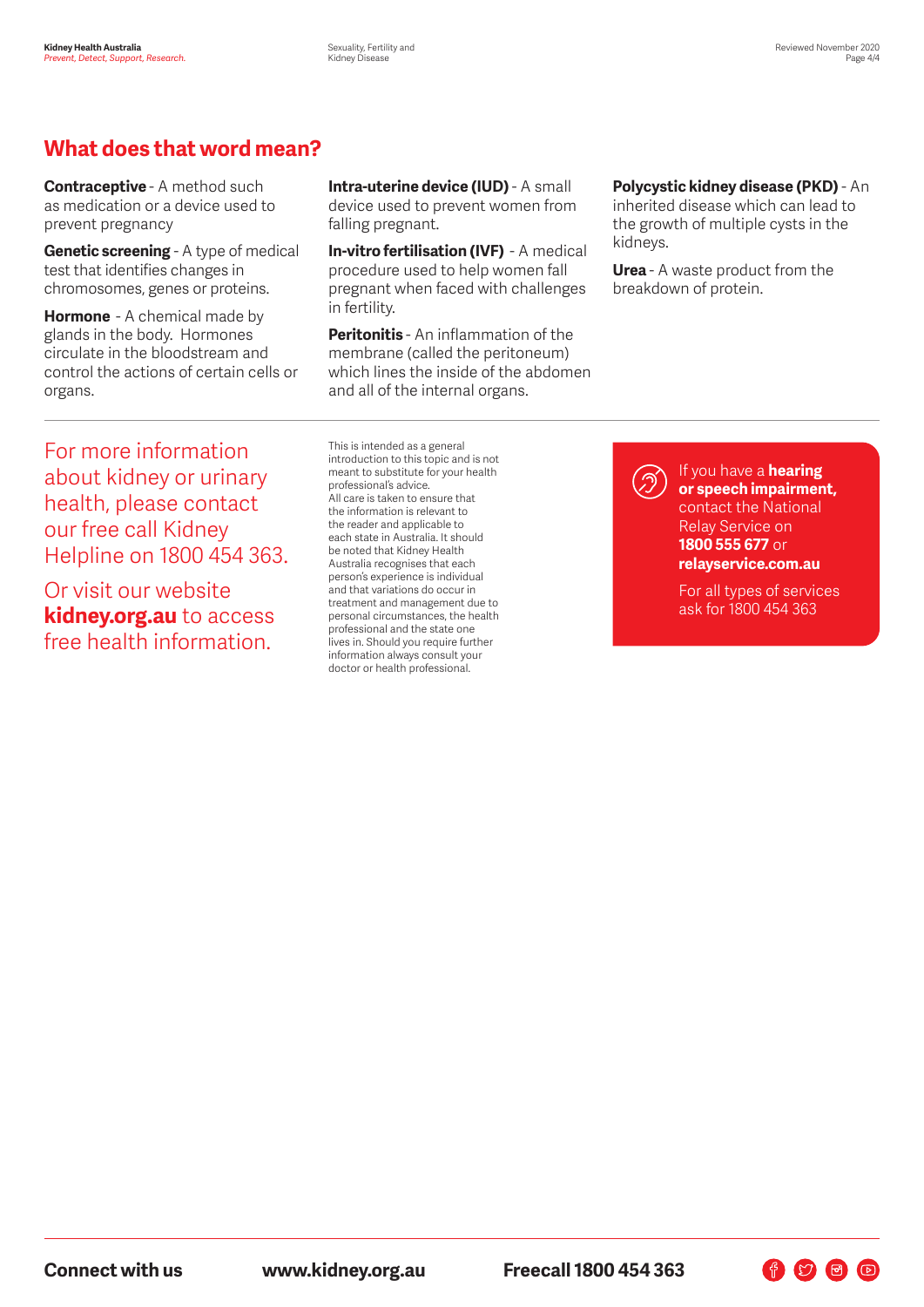## What does that word mean?

**Contraceptive** - A method such as medication or a device used to prevent pregnancy

**Genetic screening** - A type of medical test that identifies changes in chromosomes, genes or proteins.

**Hormone** - A chemical made by glands in the body. Hormones circulate in the bloodstream and control the actions of certain cells or organs.

**Intra-uterine device (IUD)** - A small device used to prevent women from falling pregnant.

**In-vitro fertilisation (IVF)** - A medical procedure used to help women fall pregnant when faced with challenges in fertility.

**Peritonitis** - An inflammation of the membrane (called the peritoneum) which lines the inside of the abdomen and all of the internal organs.

**Polycystic kidney disease (PKD)** - An inherited disease which can lead to the growth of multiple cysts in the kidneys.

**Urea** - A waste product from the breakdown of protein.

For more information about kidney or urinary health, please contact our free call Kidney Helpline on 1800 454 363.

Or visit our website **kidney.org.au** to access free health information.

This is intended as a general introduction to this topic and is not meant to substitute for your health professional's advice. All care is taken to ensure that the information is relevant to the reader and applicable to each state in Australia. It should be noted that Kidney Health Australia recognises that each person's experience is individual and that variations do occur in treatment and management due to personal circumstances, the health professional and the state one lives in. Should you require further information always consult your doctor or health professional.

If you have a **hearing or speech impairment,** contact the National Relay Service on **1800 555 677** or **relayservice.com.au**

For all types of services ask for 1800 454 363

**Connect with us** **www.kidney.org.au** **Freecall 1800 454 363**